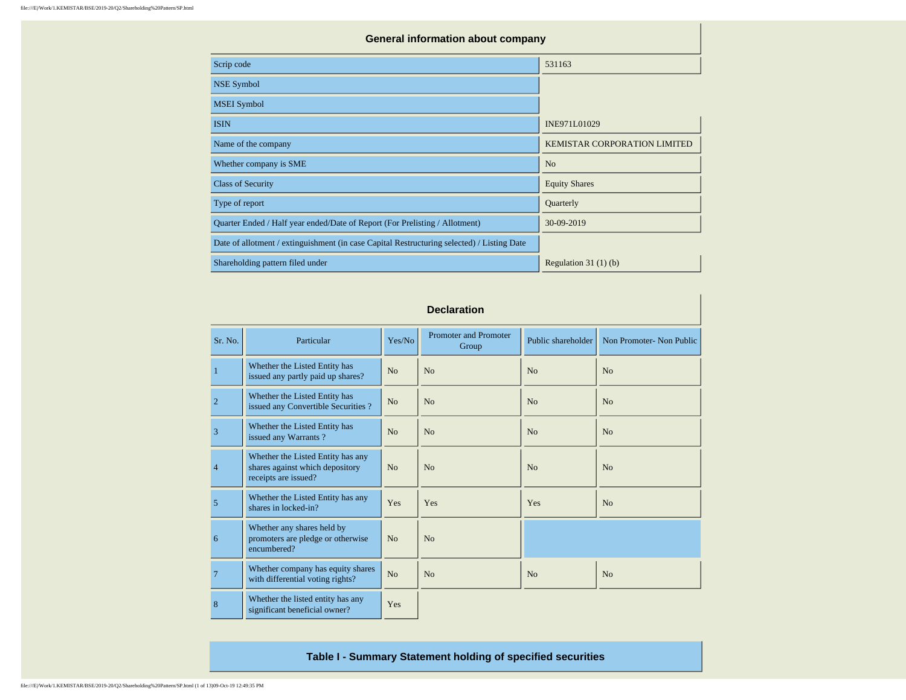## General information about company

| | |
|---|---|
| Scrip code | 531163 |
| NSE Symbol | |
| MSEI Symbol | |
| ISIN | INE971L01029 |
| Name of the company | KEMISTAR CORPORATION LIMITED |
| Whether company is SME | No |
| Class of Security | Equity Shares |
| Type of report | Quarterly |
| Quarter Ended / Half year ended/Date of Report (For Prelisting / Allotment) | 30-09-2019 |
| Date of allotment / extinguishment (in case Capital Restructuring selected) / Listing Date | |
| Shareholding pattern filed under | Regulation 31 (1) (b) |

## Declaration

| Sr. No. | Particular | Yes/No | Promoter and Promoter Group | Public shareholder | Non Promoter- Non Public |
|---|---|---|---|---|---|
| 1 | Whether the Listed Entity has issued any partly paid up shares? | No | No | No | No |
| 2 | Whether the Listed Entity has issued any Convertible Securities ? | No | No | No | No |
| 3 | Whether the Listed Entity has issued any Warrants ? | No | No | No | No |
| 4 | Whether the Listed Entity has any shares against which depository receipts are issued? | No | No | No | No |
| 5 | Whether the Listed Entity has any shares in locked-in? | Yes | Yes | Yes | No |
| 6 | Whether any shares held by promoters are pledge or otherwise encumbered? | No | No | | |
| 7 | Whether company has equity shares with differential voting rights? | No | No | No | No |
| 8 | Whether the listed entity has any significant beneficial owner? | Yes | | | |

## Table I - Summary Statement holding of specified securities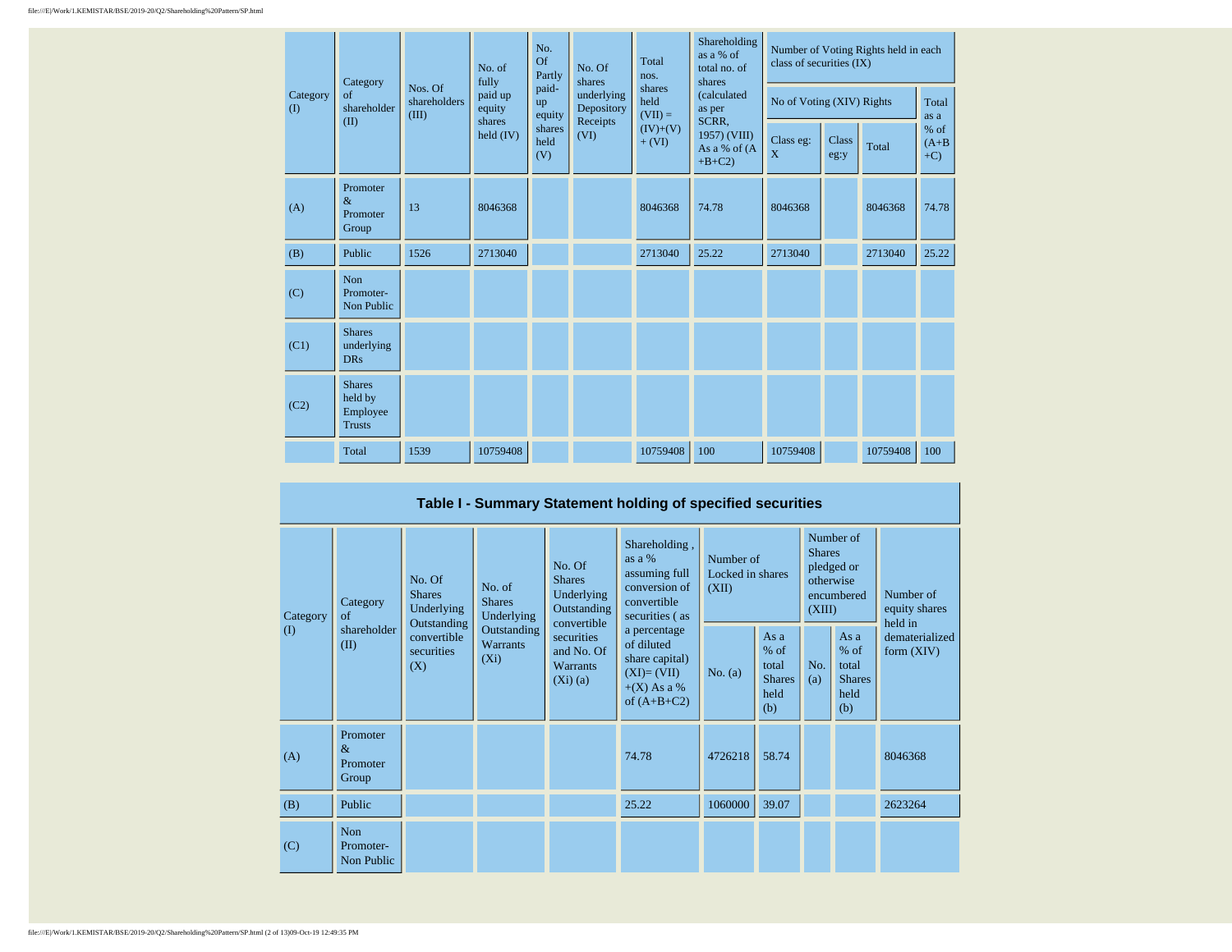| Category (I) | Category of shareholder (II) | Nos. Of shareholders (III) | No. of fully paid up equity shares held (IV) | No. Of Partly paid-up equity shares held (V) | No. Of shares underlying Depository Receipts (VI) | Total nos. shares held (VII) = (IV)+(V)+ (VI) | Shareholding as a % of total no. of shares (calculated as per SCRR, 1957) (VIII) As a % of (A+B+C2) | Number of Voting Rights held in each class of securities (IX) | | | |
|---|---|---|---|---|---|---|---|---|---|---|---|
| | | | | | | | | No of Voting (XIV) Rights | | | Total as a % of (A+B+C) |
| | | | | | | | | Class eg: X | Class eg:y | Total | |
| (A) | Promoter & Promoter Group | 13 | 8046368 | | | 8046368 | 74.78 | 8046368 | | 8046368 | 74.78 |
| (B) | Public | 1526 | 2713040 | | | 2713040 | 25.22 | 2713040 | | 2713040 | 25.22 |
| (C) | Non Promoter- Non Public | | | | | | | | | | |
| (C1) | Shares underlying DRs | | | | | | | | | | |
| (C2) | Shares held by Employee Trusts | | | | | | | | | | |
| | Total | 1539 | 10759408 | | | 10759408 | 100 | 10759408 | | 10759408 | 100 |

## Table I - Summary Statement holding of specified securities

| Category (I) | Category of shareholder (II) | No. Of Shares Underlying Outstanding convertible securities (X) | No. of Shares Underlying Outstanding Warrants (Xi) | No. Of Shares Underlying Outstanding convertible securities and No. Of Warrants (Xi) (a) | Shareholding , as a % assuming full conversion of convertible securities ( as a percentage of diluted share capital) (XI)= (VII)+(X) As a % of (A+B+C2) | Number of Locked in shares (XII) | | Number of Shares pledged or otherwise encumbered (XIII) | | Number of equity shares held in dematerialized form (XIV) |
|---|---|---|---|---|---|---|---|---|---|---|
| | | | | | | No. (a) | As a % of total Shares held (b) | No. (a) | As a % of total Shares held (b) | |
| (A) | Promoter & Promoter Group | | | | 74.78 | 4726218 | 58.74 | | | 8046368 |
| (B) | Public | | | | 25.22 | 1060000 | 39.07 | | | 2623264 |
| (C) | Non Promoter- Non Public | | | | | | | | | |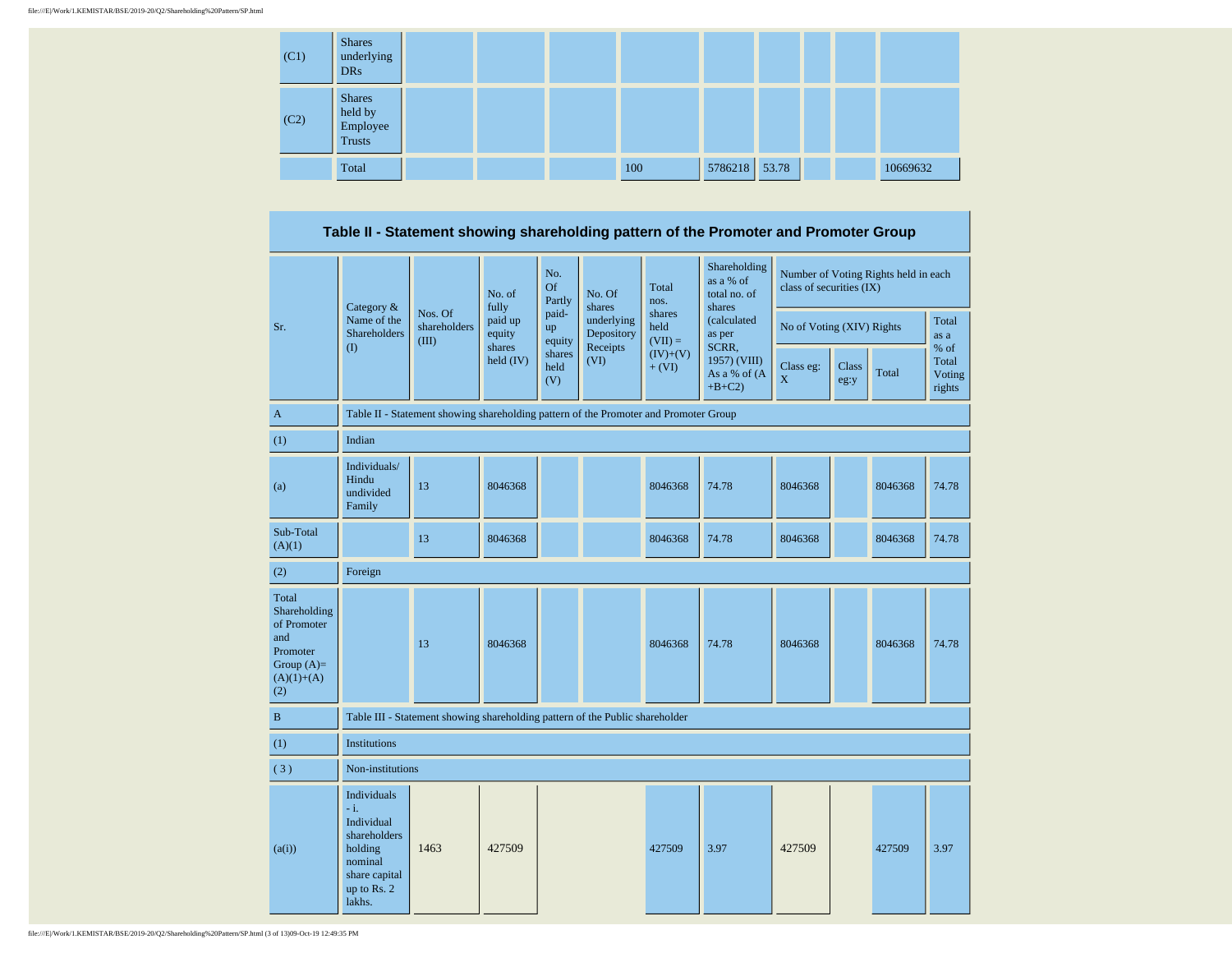| | | | | | | | | | |
|---|---|---|---|---|---|---|---|---|---|
| (C1) | Shares underlying DRs | | | | | | | | |
| (C2) | Shares held by Employee Trusts | | | | | | | | |
| | Total | | | | 100 | 5786218 | 53.78 | | | 10669632 |

## Table II - Statement showing shareholding pattern of the Promoter and Promoter Group

| Sr. | Category & Name of the Shareholders (I) | Nos. Of shareholders (III) | No. of fully paid up equity shares held (IV) | No. Of Partly paid-up equity shares held (V) | No. Of shares underlying Depository Receipts (VI) | Total nos. shares held (VII) = (IV)+(V)+ (VI) | Shareholding as a % of total no. of shares (calculated as per SCRR, 1957) (VIII) As a % of (A+B+C2) | Number of Voting Rights held in each class of securities (IX) | | | |
|---|---|---|---|---|---|---|---|---|---|---|---|
| | | | | | | | | No of Voting (XIV) Rights | | | Total as a % of Total Voting rights |
| | | | | | | | | Class eg: X | Class eg:y | Total | |
| A | Table II - Statement showing shareholding pattern of the Promoter and Promoter Group | | | | | | | | | | |
| (1) | Indian | | | | | | | | | | |
| (a) | Individuals/ Hindu undivided Family | 13 | 8046368 | | | 8046368 | 74.78 | 8046368 | | 8046368 | 74.78 |
| Sub-Total (A)(1) | | 13 | 8046368 | | | 8046368 | 74.78 | 8046368 | | 8046368 | 74.78 |
| (2) | Foreign | | | | | | | | | | |
| Total Shareholding of Promoter and Promoter Group (A)=(A)(1)+(A)(2) | | 13 | 8046368 | | | 8046368 | 74.78 | 8046368 | | 8046368 | 74.78 |
| B | Table III - Statement showing shareholding pattern of the Public shareholder | | | | | | | | | | |
| (1) | Institutions | | | | | | | | | | |
| (3) | Non-institutions | | | | | | | | | | |
| (a(i)) | Individuals - i. Individual shareholders holding nominal share capital up to Rs. 2 lakhs. | 1463 | 427509 | | | 427509 | 3.97 | 427509 | | 427509 | 3.97 |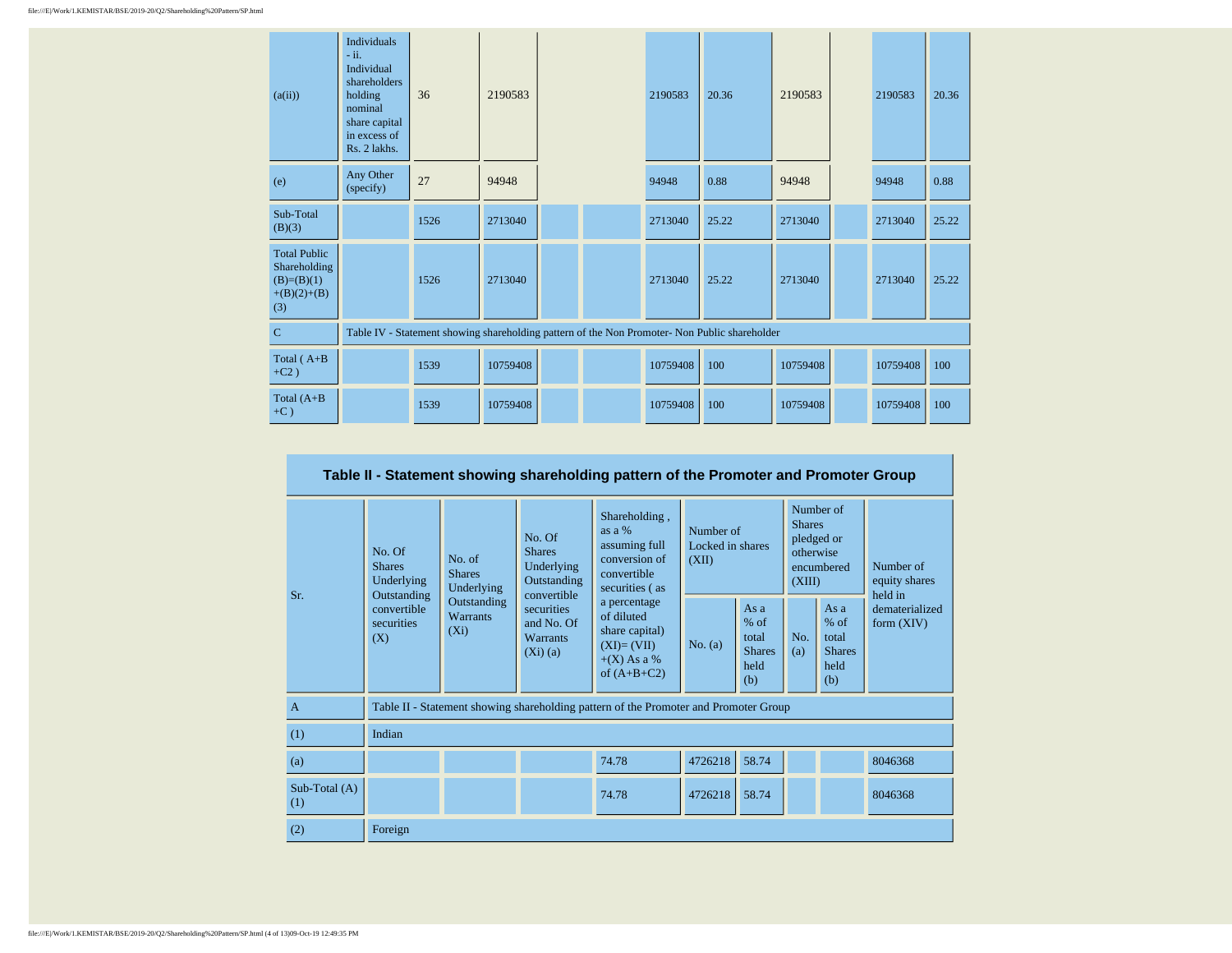| | | | | | | | | | | | |
|---|---|---|---|---|---|---|---|---|---|---|---|
| (a(ii)) | Individuals - ii. Individual shareholders holding nominal share capital in excess of Rs. 2 lakhs. | 36 | 2190583 | | | 2190583 | 20.36 | 2190583 | | 2190583 | 20.36 |
| (e) | Any Other (specify) | 27 | 94948 | | | 94948 | 0.88 | 94948 | | 94948 | 0.88 |
| Sub-Total (B)(3) | | 1526 | 2713040 | | | 2713040 | 25.22 | 2713040 | | 2713040 | 25.22 |
| Total Public Shareholding (B)=(B)(1)+(B)(2)+(B)(3) | | 1526 | 2713040 | | | 2713040 | 25.22 | 2713040 | | 2713040 | 25.22 |
| C | Table IV - Statement showing shareholding pattern of the Non Promoter- Non Public shareholder | | | | | | | | | | |
| Total ( A+B +C2 ) | | 1539 | 10759408 | | | 10759408 | 100 | 10759408 | | 10759408 | 100 |
| Total (A+B +C ) | | 1539 | 10759408 | | | 10759408 | 100 | 10759408 | | 10759408 | 100 |

## Table II - Statement showing shareholding pattern of the Promoter and Promoter Group

| Sr. | No. Of Shares Underlying Outstanding convertible securities (X) | No. of Shares Underlying Outstanding Warrants (Xi) | No. Of Shares Underlying Outstanding convertible securities and No. Of Warrants (Xi) (a) | Shareholding , as a % assuming full conversion of convertible securities ( as a percentage of diluted share capital) (XI)= (VII)+(X) As a % of (A+B+C2) | Number of Locked in shares (XII) | | Number of Shares pledged or otherwise encumbered (XIII) | | Number of equity shares held in dematerialized form (XIV) |
|---|---|---|---|---|---|---|---|---|---|
| | | | | | No. (a) | As a % of total Shares held (b) | No. (a) | As a % of total Shares held (b) | |
| A | Table II - Statement showing shareholding pattern of the Promoter and Promoter Group | | | | | | | | |
| (1) | Indian | | | | | | | | |
| (a) | | | | 74.78 | 4726218 | 58.74 | | | 8046368 |
| Sub-Total (A) (1) | | | | 74.78 | 4726218 | 58.74 | | | 8046368 |
| (2) | Foreign | | | | | | | | |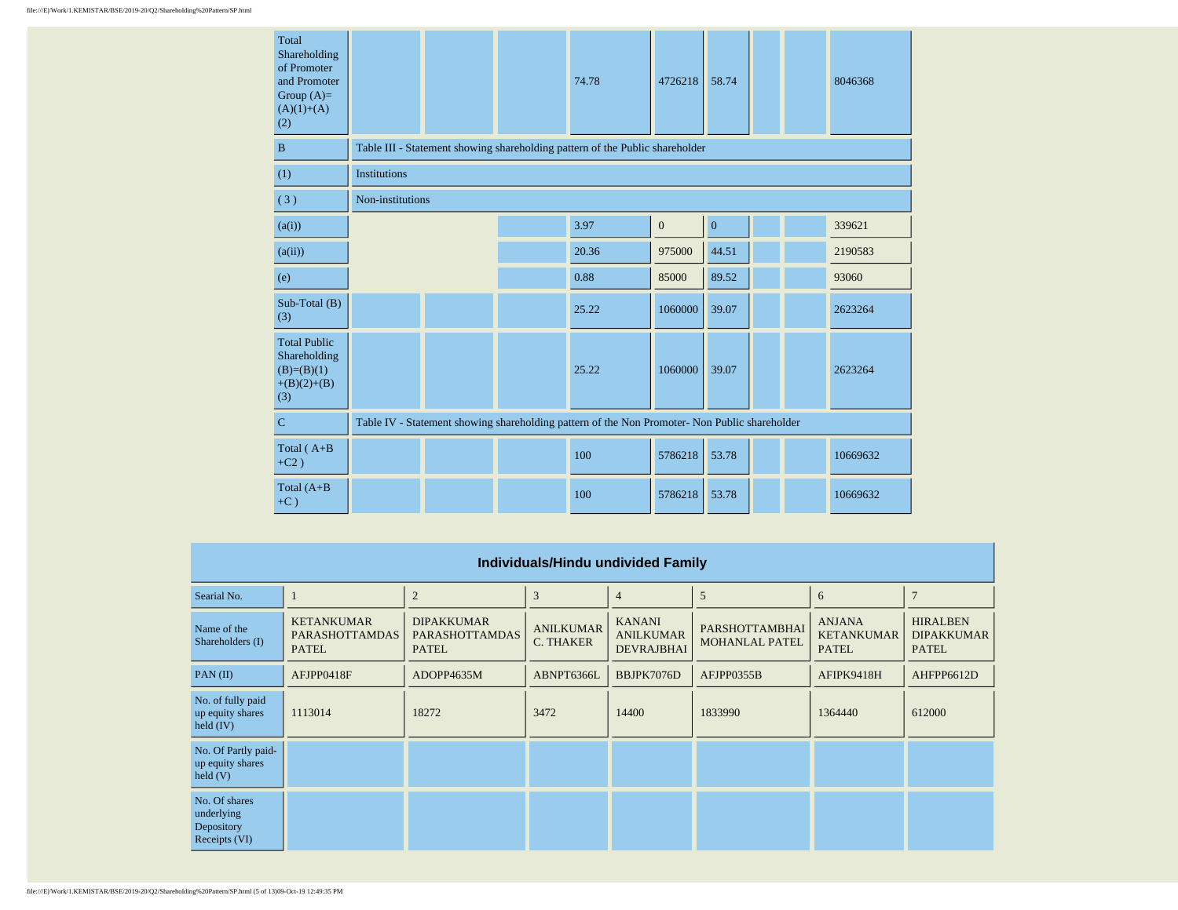| | | | | | | | | | |
|---|---|---|---|---|---|---|---|---|---|
| Total Shareholding of Promoter and Promoter Group (A)=(A)(1)+(A)(2) | | | | 74.78 | 4726218 | 58.74 | | | 8046368 |
| B | Table III - Statement showing shareholding pattern of the Public shareholder | | | | | | | | |
| (1) | Institutions | | | | | | | | |
| ( 3 ) | Non-institutions | | | | | | | | |
| (a(i)) | | | | 3.97 | 0 | 0 | | | 339621 |
| (a(ii)) | | | | 20.36 | 975000 | 44.51 | | | 2190583 |
| (e) | | | | 0.88 | 85000 | 89.52 | | | 93060 |
| Sub-Total (B)(3) | | | | 25.22 | 1060000 | 39.07 | | | 2623264 |
| Total Public Shareholding (B)=(B)(1)+(B)(2)+(B)(3) | | | | 25.22 | 1060000 | 39.07 | | | 2623264 |
| C | Table IV - Statement showing shareholding pattern of the Non Promoter- Non Public shareholder | | | | | | | | |
| Total ( A+B+C2 ) | | | | 100 | 5786218 | 53.78 | | | 10669632 |
| Total (A+B+C ) | | | | 100 | 5786218 | 53.78 | | | 10669632 |

## Individuals/Hindu undivided Family

| Searial No. | 1 | 2 | 3 | 4 | 5 | 6 | 7 |
|---|---|---|---|---|---|---|---|
| Name of the Shareholders (I) | KETANKUMAR PARASHOTTAMDAS PATEL | DIPAKKUMAR PARASHOTTAMDAS PATEL | ANILKUMAR C. THAKER | KANANI ANILKUMAR DEVRAJBHAI | PARSHOTTAMBHAI MOHANLAL PATEL | ANJANA KETANKUMAR PATEL | HIRALBEN DIPAKKUMAR PATEL |
| PAN (II) | AFJPP0418F | ADOPP4635M | ABNPT6366L | BBJPK7076D | AFJPP0355B | AFIPK9418H | AHFPP6612D |
| No. of fully paid up equity shares held (IV) | 1113014 | 18272 | 3472 | 14400 | 1833990 | 1364440 | 612000 |
| No. Of Partly paid-up equity shares held (V) | | | | | | | |
| No. Of shares underlying Depository Receipts (VI) | | | | | | | |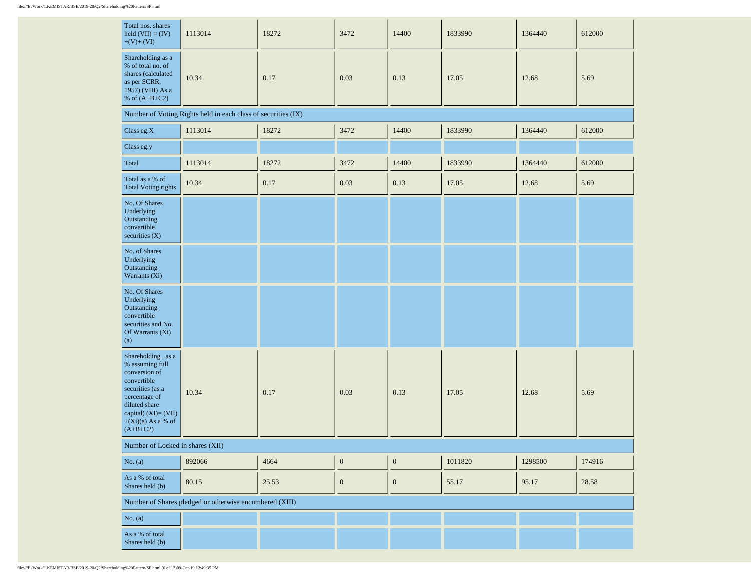| Total nos. shares held (VII) = (IV)+(V)+ (VI) | 1113014 | 18272 | 3472 | 14400 | 1833990 | 1364440 | 612000 |
|---|---|---|---|---|---|---|---|
| Shareholding as a % of total no. of shares (calculated as per SCRR, 1957) (VIII) As a % of (A+B+C2) | 10.34 | 0.17 | 0.03 | 0.13 | 17.05 | 12.68 | 5.69 |
| Number of Voting Rights held in each class of securities (IX) | | | | | | | |
| Class eg:X | 1113014 | 18272 | 3472 | 14400 | 1833990 | 1364440 | 612000 |
| Class eg:y | | | | | | | |
| Total | 1113014 | 18272 | 3472 | 14400 | 1833990 | 1364440 | 612000 |
| Total as a % of Total Voting rights | 10.34 | 0.17 | 0.03 | 0.13 | 17.05 | 12.68 | 5.69 |
| No. Of Shares Underlying Outstanding convertible securities (X) | | | | | | | |
| No. of Shares Underlying Outstanding Warrants (Xi) | | | | | | | |
| No. Of Shares Underlying Outstanding convertible securities and No. Of Warrants (Xi) (a) | | | | | | | |
| Shareholding , as a % assuming full conversion of convertible securities (as a percentage of diluted share capital) (XI)= (VII)+(Xi)(a) As a % of (A+B+C2) | 10.34 | 0.17 | 0.03 | 0.13 | 17.05 | 12.68 | 5.69 |
| Number of Locked in shares (XII) | | | | | | | |
| No. (a) | 892066 | 4664 | 0 | 0 | 1011820 | 1298500 | 174916 |
| As a % of total Shares held (b) | 80.15 | 25.53 | 0 | 0 | 55.17 | 95.17 | 28.58 |
| Number of Shares pledged or otherwise encumbered (XIII) | | | | | | | |
| No. (a) | | | | | | | |
| As a % of total Shares held (b) | | | | | | | |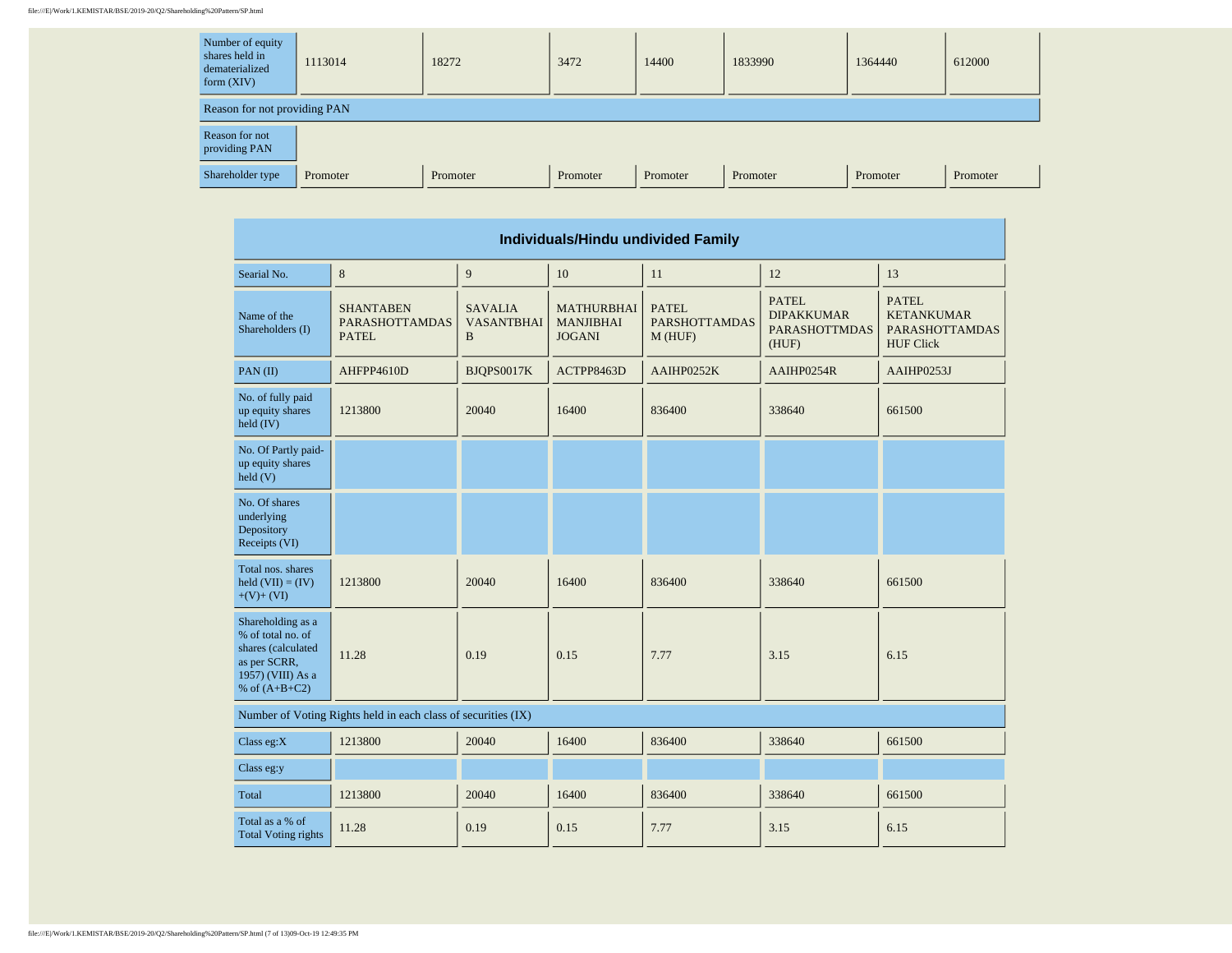| Number of equity shares held in dematerialized form (XIV) | 1113014 | 18272 | 3472 | 14400 | 1833990 | 1364440 | 612000 |
|---|---|---|---|---|---|---|---|
| Reason for not providing PAN | | | | | | | |
| Reason for not providing PAN | | | | | | | |
| Shareholder type | Promoter | Promoter | Promoter | Promoter | Promoter | Promoter | Promoter |

## Individuals/Hindu undivided Family

| Searial No. | 8 | 9 | 10 | 11 | 12 | 13 |
|---|---|---|---|---|---|---|
| Name of the Shareholders (I) | SHANTABEN PARASHOTTAMDAS PATEL | SAVALIA VASANTBHAI B | MATHURBHAI MANJIBHAI JOGANI | PATEL PARSHOTTAMDAS M (HUF) | PATEL DIPAKKUMAR PARASHOTTMDAS (HUF) | PATEL KETANKUMAR PARASHOTTAMDAS HUF Click |
| PAN (II) | AHFPP4610D | BJQPS0017K | ACTPP8463D | AAIHP0252K | AAIHP0254R | AAIHP0253J |
| No. of fully paid up equity shares held (IV) | 1213800 | 20040 | 16400 | 836400 | 338640 | 661500 |
| No. Of Partly paid-up equity shares held (V) | | | | | | |
| No. Of shares underlying Depository Receipts (VI) | | | | | | |
| Total nos. shares held (VII) = (IV) +(V)+ (VI) | 1213800 | 20040 | 16400 | 836400 | 338640 | 661500 |
| Shareholding as a % of total no. of shares (calculated as per SCRR, 1957) (VIII) As a % of (A+B+C2) | 11.28 | 0.19 | 0.15 | 7.77 | 3.15 | 6.15 |
| Number of Voting Rights held in each class of securities (IX) | | | | | | |
| Class eg:X | 1213800 | 20040 | 16400 | 836400 | 338640 | 661500 |
| Class eg:y | | | | | | |
| Total | 1213800 | 20040 | 16400 | 836400 | 338640 | 661500 |
| Total as a % of Total Voting rights | 11.28 | 0.19 | 0.15 | 7.77 | 3.15 | 6.15 |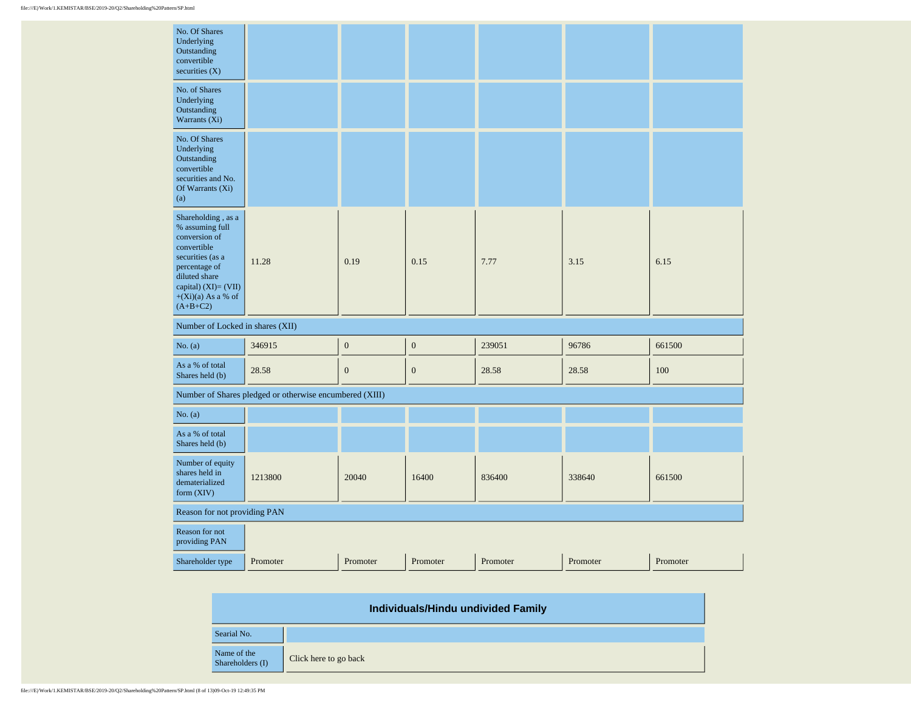| | | | | | | |
|---|---|---|---|---|---|---|
| No. Of Shares Underlying Outstanding convertible securities (X) | | | | | | |
| No. of Shares Underlying Outstanding Warrants (Xi) | | | | | | |
| No. Of Shares Underlying Outstanding convertible securities and No. Of Warrants (Xi) (a) | | | | | | |
| Shareholding , as a % assuming full conversion of convertible securities (as a percentage of diluted share capital) (XI)= (VII)+(Xi)(a) As a % of (A+B+C2) | 11.28 | 0.19 | 0.15 | 7.77 | 3.15 | 6.15 |
| **Number of Locked in shares (XII)** | | | | | | |
| No. (a) | 346915 | 0 | 0 | 239051 | 96786 | 661500 |
| As a % of total Shares held (b) | 28.58 | 0 | 0 | 28.58 | 28.58 | 100 |
| **Number of Shares pledged or otherwise encumbered (XIII)** | | | | | | |
| No. (a) | | | | | | |
| As a % of total Shares held (b) | | | | | | |
| Number of equity shares held in dematerialized form (XIV) | 1213800 | 20040 | 16400 | 836400 | 338640 | 661500 |
| **Reason for not providing PAN** | | | | | | |
| Reason for not providing PAN | | | | | | |
| Shareholder type | Promoter | Promoter | Promoter | Promoter | Promoter | Promoter |

## Individuals/Hindu undivided Family

| | |
|---|---|
| Searial No. | |
| Name of the Shareholders (I) | Click here to go back |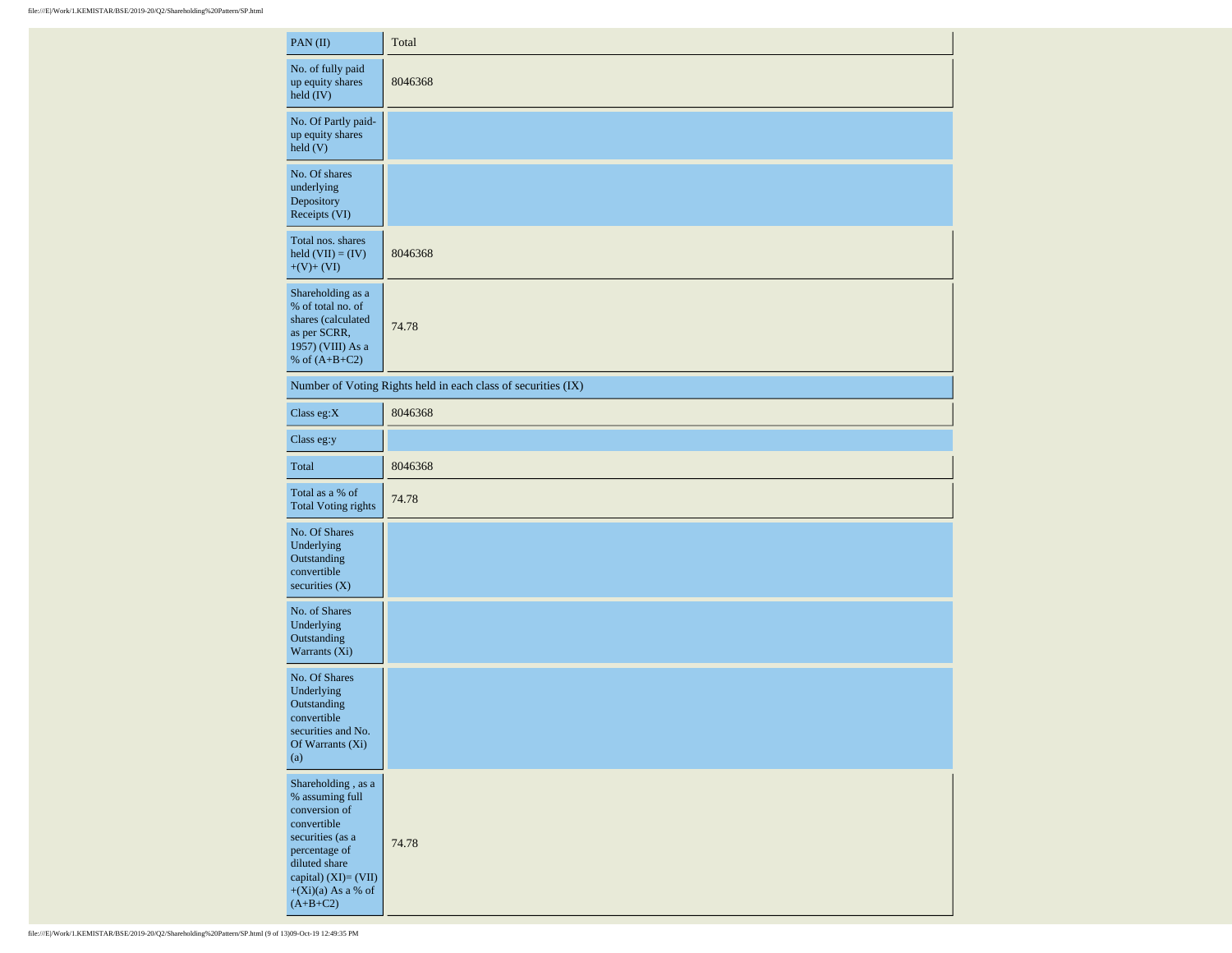| PAN (II) | Total |
|---|---|
| No. of fully paid up equity shares held (IV) | 8046368 |
| No. Of Partly paid-up equity shares held (V) | |
| No. Of shares underlying Depository Receipts (VI) | |
| Total nos. shares held (VII) = (IV) +(V)+ (VI) | 8046368 |
| Shareholding as a % of total no. of shares (calculated as per SCRR, 1957) (VIII) As a % of (A+B+C2) | 74.78 |
| Number of Voting Rights held in each class of securities (IX) | |
| Class eg:X | 8046368 |
| Class eg:y | |
| Total | 8046368 |
| Total as a % of Total Voting rights | 74.78 |
| No. Of Shares Underlying Outstanding convertible securities (X) | |
| No. of Shares Underlying Outstanding Warrants (Xi) | |
| No. Of Shares Underlying Outstanding convertible securities and No. Of Warrants (Xi) (a) | |
| Shareholding , as a % assuming full conversion of convertible securities (as a percentage of diluted share capital) (XI)= (VII)+(Xi)(a) As a % of (A+B+C2) | 74.78 |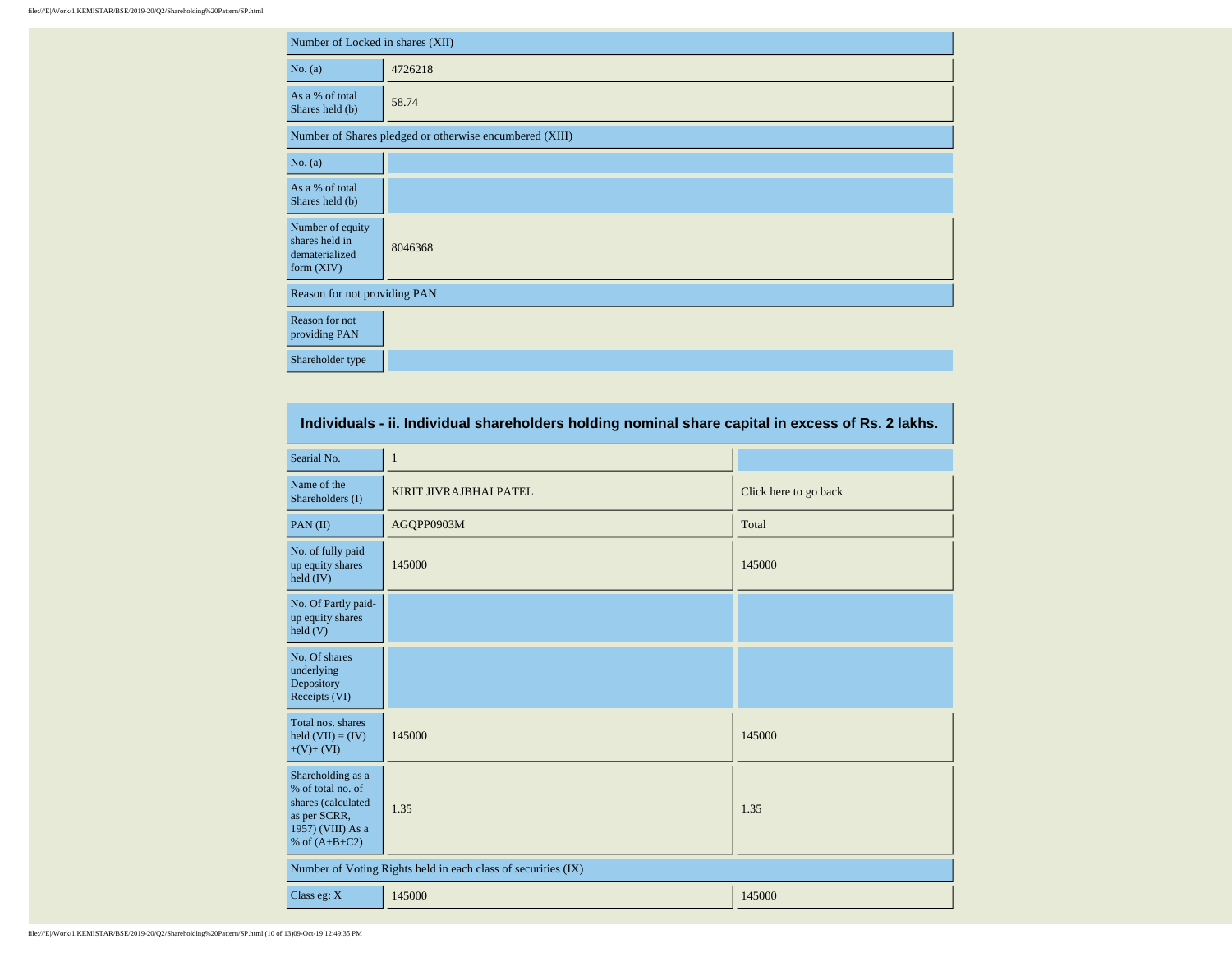| Number of Locked in shares (XII) | |
|---|---|
| No. (a) | 4726218 |
| As a % of total Shares held (b) | 58.74 |
| **Number of Shares pledged or otherwise encumbered (XIII)** | |
| No. (a) | |
| As a % of total Shares held (b) | |
| Number of equity shares held in dematerialized form (XIV) | 8046368 |
| **Reason for not providing PAN** | |
| Reason for not providing PAN | |
| Shareholder type | |

## Individuals - ii. Individual shareholders holding nominal share capital in excess of Rs. 2 lakhs.

| Searial No. | 1 | |
|---|---|---|
| Name of the Shareholders (I) | KIRIT JIVRAJBHAI PATEL | Click here to go back |
| PAN (II) | AGQPP0903M | Total |
| No. of fully paid up equity shares held (IV) | 145000 | 145000 |
| No. Of Partly paid-up equity shares held (V) | | |
| No. Of shares underlying Depository Receipts (VI) | | |
| Total nos. shares held (VII) = (IV) +(V)+ (VI) | 145000 | 145000 |
| Shareholding as a % of total no. of shares (calculated as per SCRR, 1957) (VIII) As a % of (A+B+C2) | 1.35 | 1.35 |
| **Number of Voting Rights held in each class of securities (IX)** | | |
| Class eg: X | 145000 | 145000 |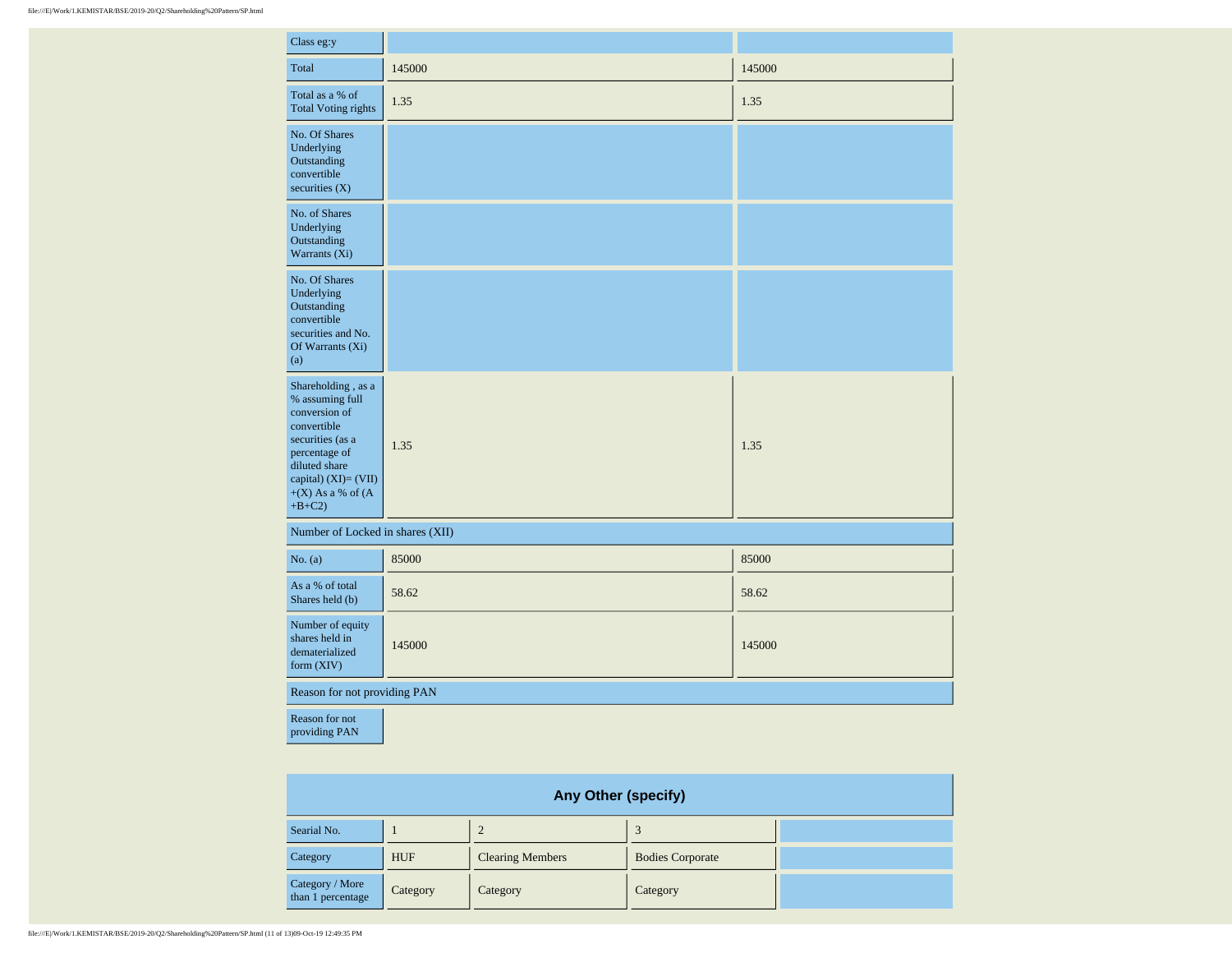| Class eg:y | | |
|---|---|---|
| Total | 145000 | 145000 |
| Total as a % of Total Voting rights | 1.35 | 1.35 |
| No. Of Shares Underlying Outstanding convertible securities (X) | | |
| No. of Shares Underlying Outstanding Warrants (Xi) | | |
| No. Of Shares Underlying Outstanding convertible securities and No. Of Warrants (Xi) (a) | | |
| Shareholding , as a % assuming full conversion of convertible securities (as a percentage of diluted share capital) (XI)= (VII)+(X) As a % of (A+B+C2) | 1.35 | 1.35 |
| Number of Locked in shares (XII) | | |
| No. (a) | 85000 | 85000 |
| As a % of total Shares held (b) | 58.62 | 58.62 |
| Number of equity shares held in dematerialized form (XIV) | 145000 | 145000 |
| Reason for not providing PAN | | |
| Reason for not providing PAN | | |

## Any Other (specify)

| Searial No. | 1 | 2 | 3 | |
|---|---|---|---|---|
| Category | HUF | Clearing Members | Bodies Corporate | |
| Category / More than 1 percentage | Category | Category | Category | |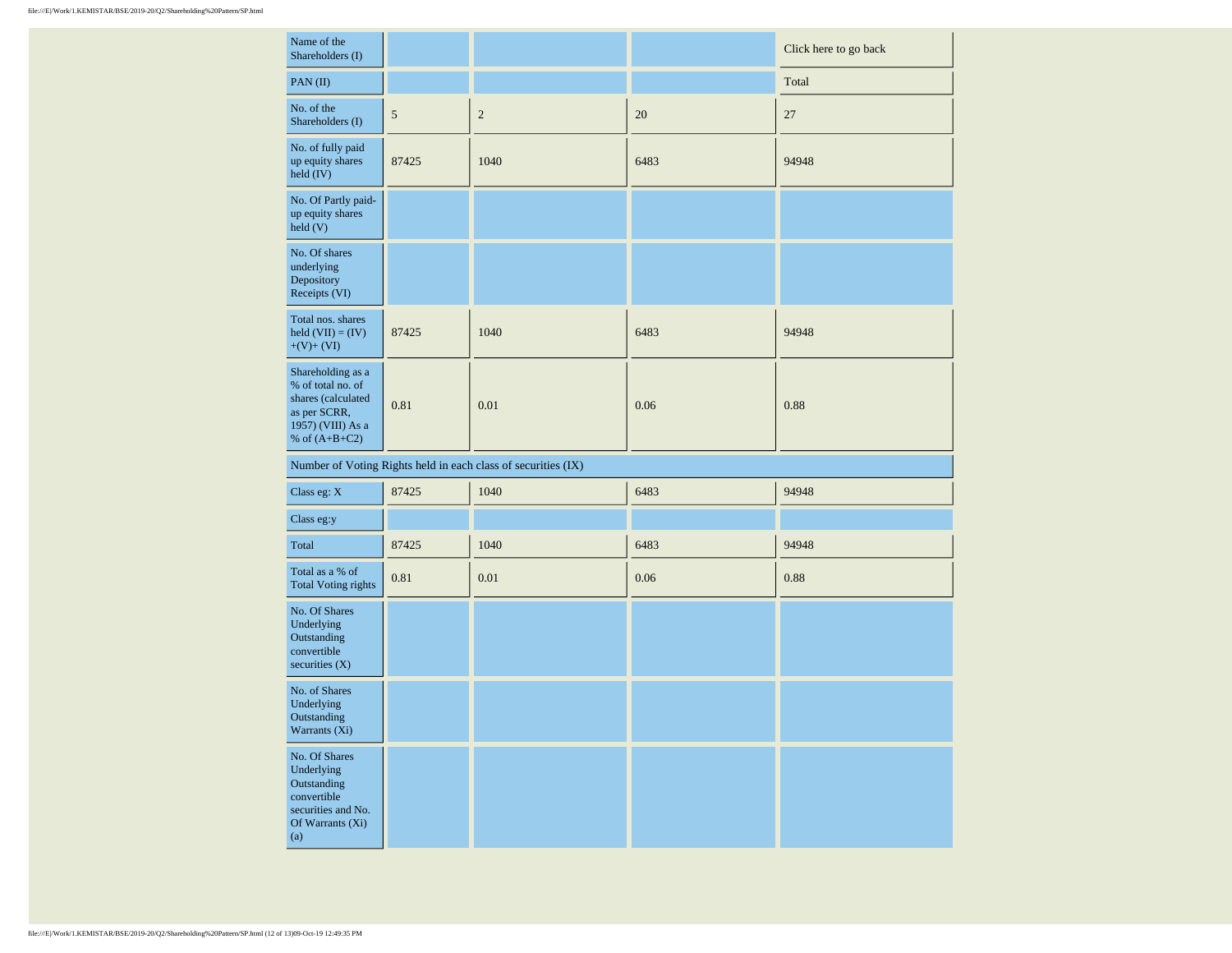| Name of the Shareholders (I) | | | | Click here to go back |
|---|---|---|---|---|
| PAN (II) | | | | Total |
| No. of the Shareholders (I) | 5 | 2 | 20 | 27 |
| No. of fully paid up equity shares held (IV) | 87425 | 1040 | 6483 | 94948 |
| No. Of Partly paid-up equity shares held (V) | | | | |
| No. Of shares underlying Depository Receipts (VI) | | | | |
| Total nos. shares held (VII) = (IV)+(V)+ (VI) | 87425 | 1040 | 6483 | 94948 |
| Shareholding as a % of total no. of shares (calculated as per SCRR, 1957) (VIII) As a % of (A+B+C2) | 0.81 | 0.01 | 0.06 | 0.88 |
| Number of Voting Rights held in each class of securities (IX) | | | | |
| Class eg: X | 87425 | 1040 | 6483 | 94948 |
| Class eg:y | | | | |
| Total | 87425 | 1040 | 6483 | 94948 |
| Total as a % of Total Voting rights | 0.81 | 0.01 | 0.06 | 0.88 |
| No. Of Shares Underlying Outstanding convertible securities (X) | | | | |
| No. of Shares Underlying Outstanding Warrants (Xi) | | | | |
| No. Of Shares Underlying Outstanding convertible securities and No. Of Warrants (Xi) (a) | | | | |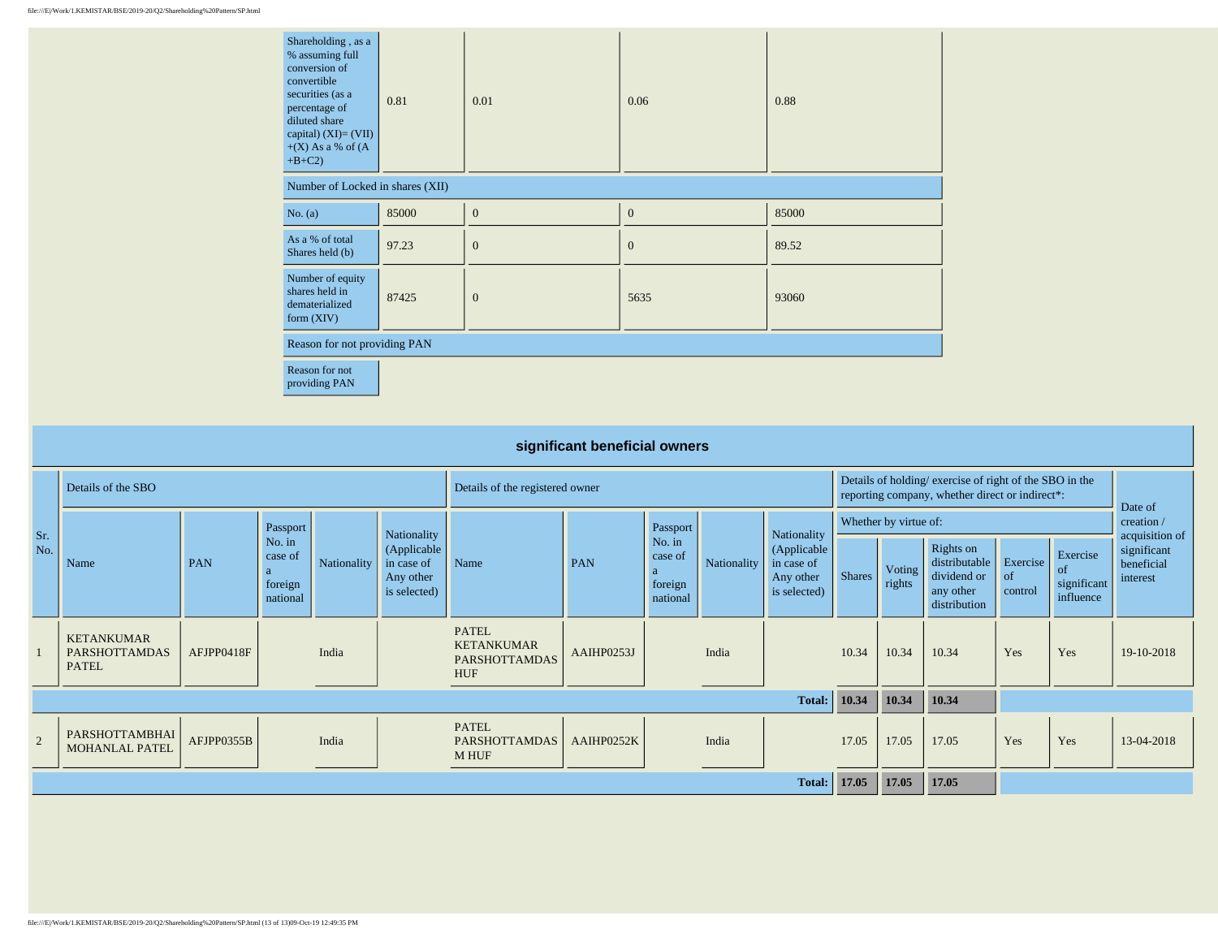| | | | | |
|---|---|---|---|---|
| Shareholding , as a % assuming full conversion of convertible securities (as a percentage of diluted share capital) (XI)= (VII)+(X) As a % of (A+B+C2) | 0.81 | 0.01 | 0.06 | 0.88 |
| Number of Locked in shares (XII) | | | | |
| No. (a) | 85000 | 0 | 0 | 85000 |
| As a % of total Shares held (b) | 97.23 | 0 | 0 | 89.52 |
| Number of equity shares held in dematerialized form (XIV) | 87425 | 0 | 5635 | 93060 |
| Reason for not providing PAN | | | | |
| Reason for not providing PAN | | | | |

## significant beneficial owners

| Sr. No. | Details of the SBO | | | | | Details of the registered owner | | | | | Details of holding/ exercise of right of the SBO in the reporting company, whether direct or indirect*: | | | | | Date of creation / acquisition of significant beneficial interest |
|---|---|---|---|---|---|---|---|---|---|---|---|---|---|---|---|---|
| | | | | | | | | | | | Whether by virtue of: | | | | | |
| | Name | PAN | Passport No. in case of a foreign national | Nationality | Nationality (Applicable in case of Any other is selected) | Name | PAN | Passport No. in case of a foreign national | Nationality | Nationality (Applicable in case of Any other is selected) | Shares | Voting rights | Rights on distributable dividend or any other distribution | Exercise of control | Exercise of significant influence | |
| 1 | KETANKUMAR PARSHOTTAMDAS PATEL | AFJPP0418F | | India | | PATEL KETANKUMAR PARSHOTTAMDAS HUF | AAIHP0253J | | India | | 10.34 | 10.34 | 10.34 | Yes | Yes | 19-10-2018 |
| | | | | | | | | | | Total: | 10.34 | 10.34 | 10.34 | | | |
| 2 | PARSHOTTAMBHAI MOHANLAL PATEL | AFJPP0355B | | India | | PATEL PARSHOTTAMDAS M HUF | AAIHP0252K | | India | | 17.05 | 17.05 | 17.05 | Yes | Yes | 13-04-2018 |
| | | | | | | | | | | Total: | 17.05 | 17.05 | 17.05 | | | |